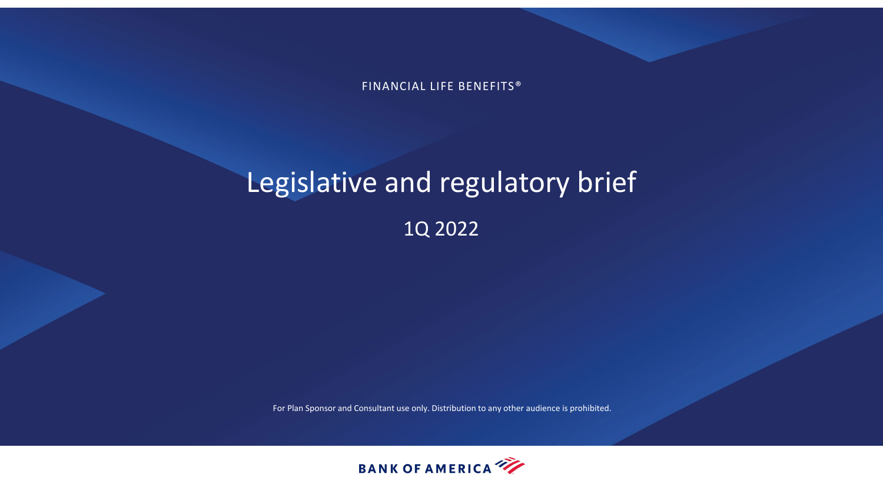FINANCIAL LIFE BENEFITS®

# Legislative and regulatory brief

## 1Q 2022

For Plan Sponsor and Consultant use only. Distribution to any other audience is prohibited.

BANK OF AMERICA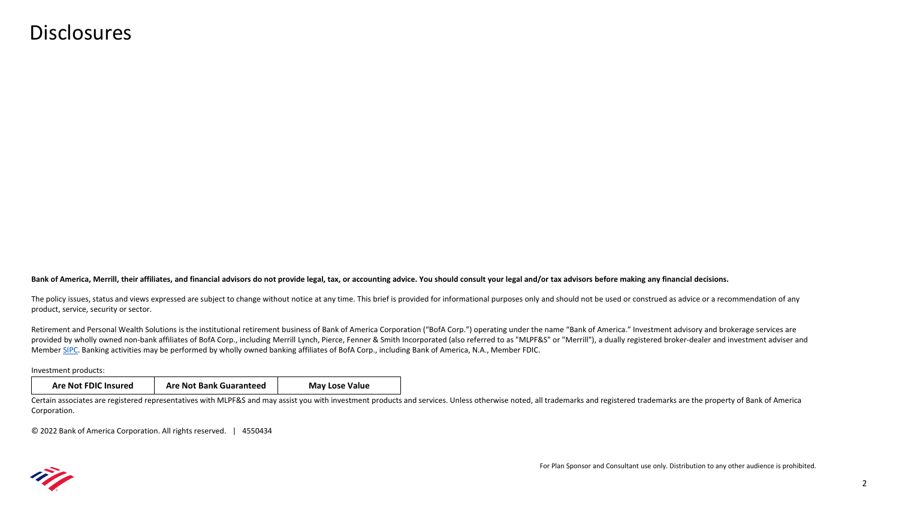# Disclosures

**Bank of America, Merrill, their affiliates, and financial advisors do not provide legal, tax, or accounting advice. You should consult your legal and/or tax advisors before making any financial decisions.**

The policy issues, status and views expressed are subject to change without notice at any time. This brief is provided for informational purposes only and should not be used or construed as advice or a recommendation of any product, service, security or sector.

Retirement and Personal Wealth Solutions is the institutional retirement business of Bank of America Corporation ("BofA Corp.") operating under the name "Bank of America." Investment advisory and brokerage services are provided by wholly owned non-bank affiliates of BofA Corp., including Merrill Lynch, Pierce, Fenner & Smith Incorporated (also referred to as "MLPF&S" or "Merrill"), a dually registered broker-dealer and investment adviser and Member SIPC. Banking activities may be performed by wholly owned banking affiliates of BofA Corp., including Bank of America, N.A., Member FDIC.

Investment products:

| Are Not FDIC Insured | Are Not Bank Guaranteed | May Lose Value |
| --- | --- | --- |

Certain associates are registered representatives with MLPF&S and may assist you with investment products and services. Unless otherwise noted, all trademarks and registered trademarks are the property of Bank of America Corporation.

© 2022 Bank of America Corporation. All rights reserved. | 4550434

For Plan Sponsor and Consultant use only. Distribution to any other audience is prohibited.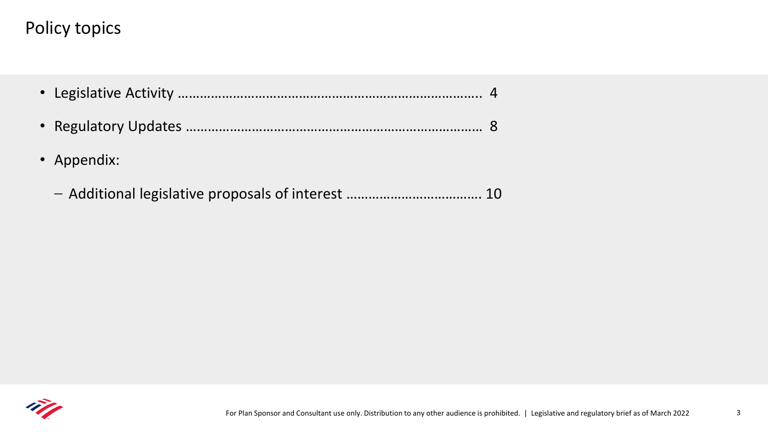# Policy topics

- Legislative Activity ……………………………………………………………….. 4
- Regulatory Updates ……………………………………………………………… 8
- Appendix:
  - Additional legislative proposals of interest ……………………………. 10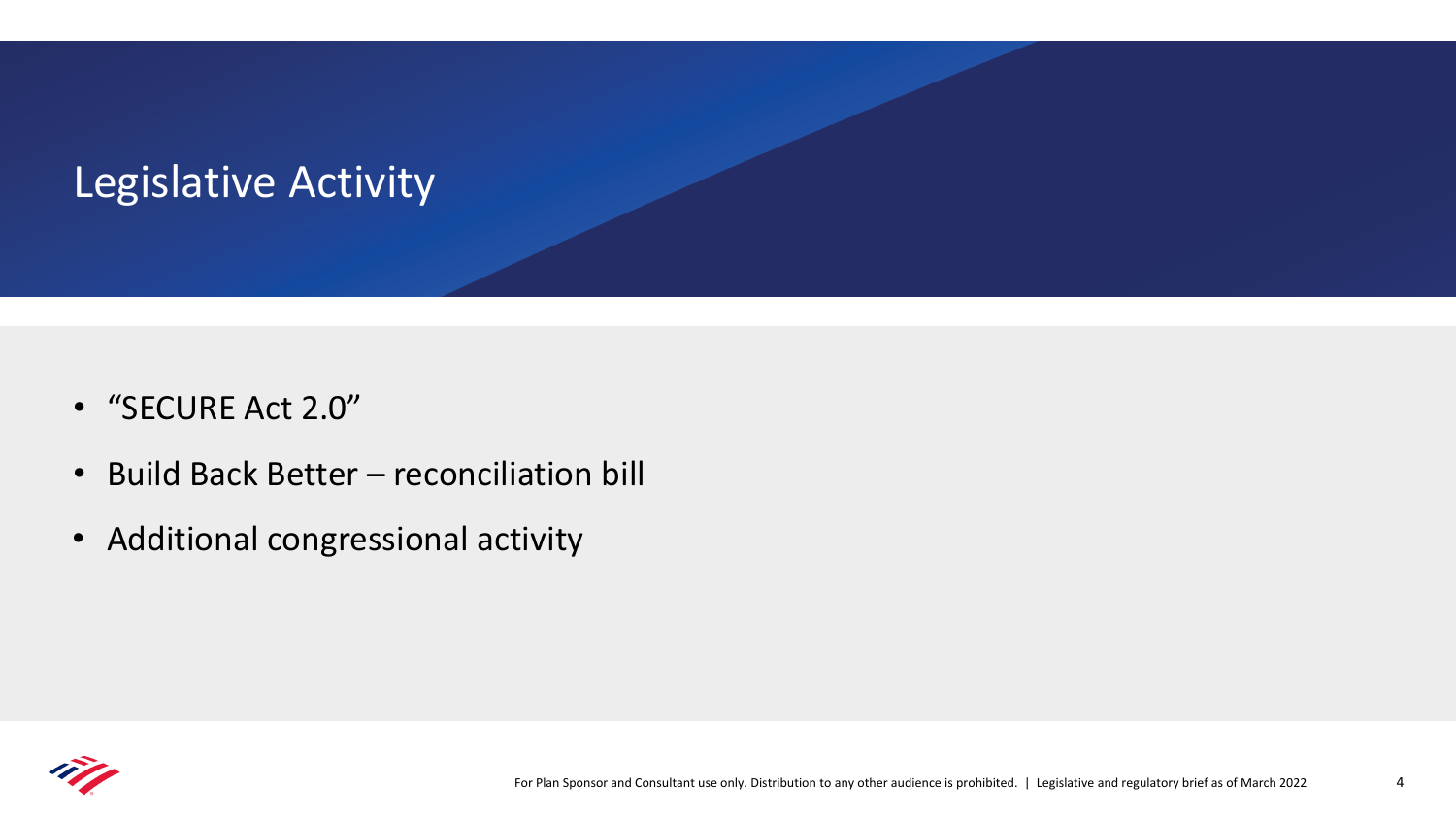# Legislative Activity

- "SECURE Act 2.0"
- Build Back Better – reconciliation bill
- Additional congressional activity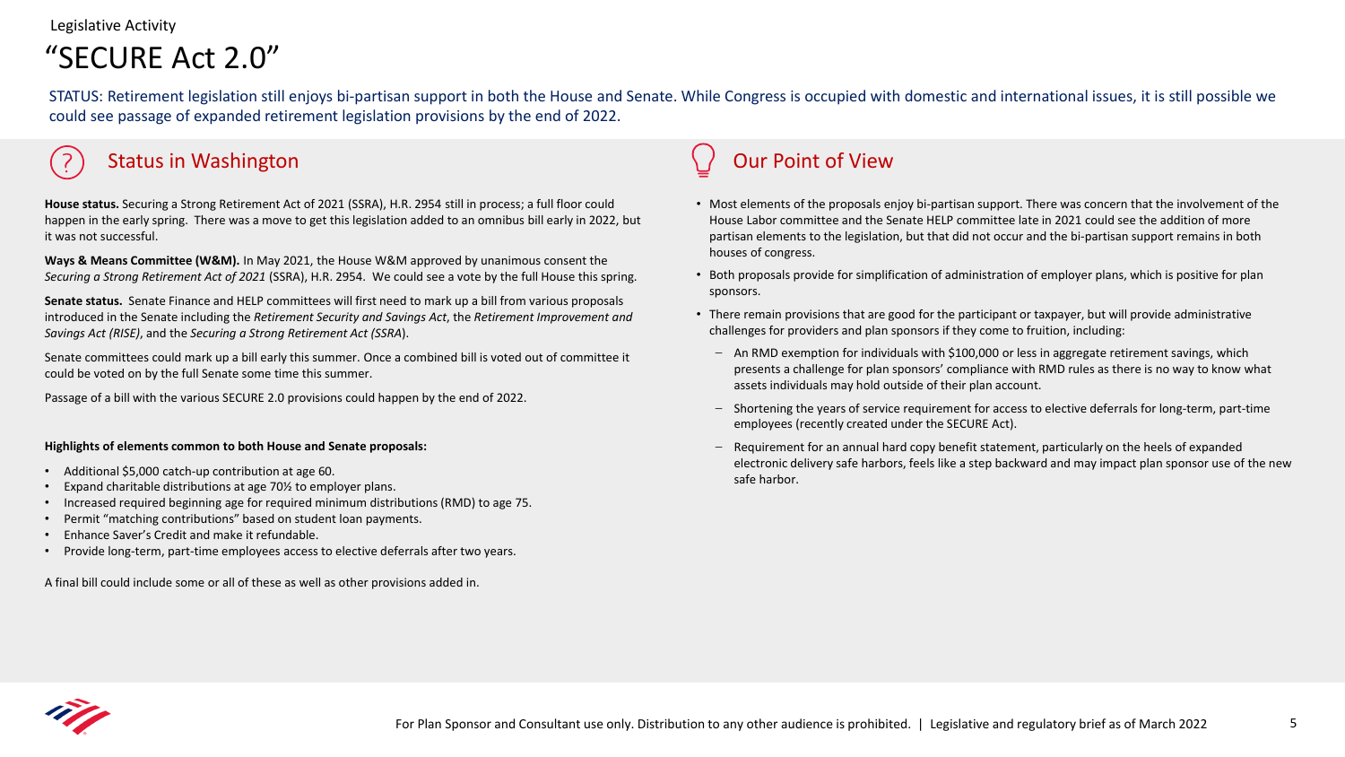Legislative Activity

# "SECURE Act 2.0"

STATUS: Retirement legislation still enjoys bi-partisan support in both the House and Senate. While Congress is occupied with domestic and international issues, it is still possible we could see passage of expanded retirement legislation provisions by the end of 2022.

## Status in Washington

**House status.** Securing a Strong Retirement Act of 2021 (SSRA), H.R. 2954 still in process; a full floor could happen in the early spring. There was a move to get this legislation added to an omnibus bill early in 2022, but it was not successful.

**Ways & Means Committee (W&M).** In May 2021, the House W&M approved by unanimous consent the *Securing a Strong Retirement Act of 2021* (SSRA), H.R. 2954. We could see a vote by the full House this spring.

**Senate status.** Senate Finance and HELP committees will first need to mark up a bill from various proposals introduced in the Senate including the *Retirement Security and Savings Act*, the *Retirement Improvement and Savings Act (RISE)*, and the *Securing a Strong Retirement Act (SSRA*).

Senate committees could mark up a bill early this summer. Once a combined bill is voted out of committee it could be voted on by the full Senate some time this summer.

Passage of a bill with the various SECURE 2.0 provisions could happen by the end of 2022.

**Highlights of elements common to both House and Senate proposals:**

- Additional $5,000 catch-up contribution at age 60.
- Expand charitable distributions at age 70½ to employer plans.
- Increased required beginning age for required minimum distributions (RMD) to age 75.
- Permit "matching contributions" based on student loan payments.
- Enhance Saver's Credit and make it refundable.
- Provide long-term, part-time employees access to elective deferrals after two years.

A final bill could include some or all of these as well as other provisions added in.

## Our Point of View

- Most elements of the proposals enjoy bi-partisan support. There was concern that the involvement of the House Labor committee and the Senate HELP committee late in 2021 could see the addition of more partisan elements to the legislation, but that did not occur and the bi-partisan support remains in both houses of congress.
- Both proposals provide for simplification of administration of employer plans, which is positive for plan sponsors.
- There remain provisions that are good for the participant or taxpayer, but will provide administrative challenges for providers and plan sponsors if they come to fruition, including:
  - An RMD exemption for individuals with $100,000 or less in aggregate retirement savings, which presents a challenge for plan sponsors' compliance with RMD rules as there is no way to know what assets individuals may hold outside of their plan account.
  - Shortening the years of service requirement for access to elective deferrals for long-term, part-time employees (recently created under the SECURE Act).
  - Requirement for an annual hard copy benefit statement, particularly on the heels of expanded electronic delivery safe harbors, feels like a step backward and may impact plan sponsor use of the new safe harbor.

For Plan Sponsor and Consultant use only. Distribution to any other audience is prohibited. | Legislative and regulatory brief as of March 2022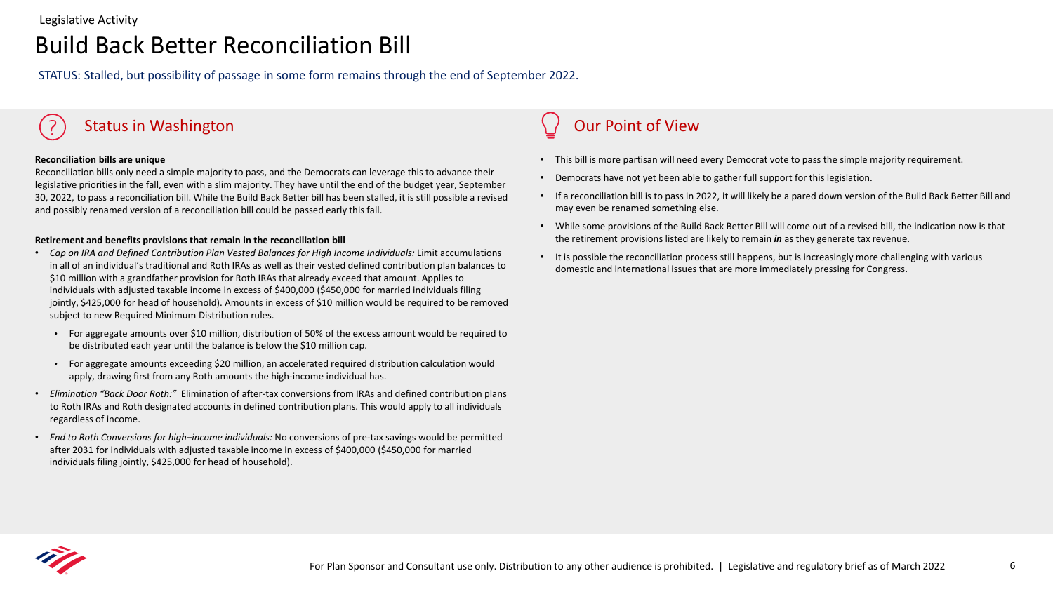Legislative Activity

# Build Back Better Reconciliation Bill

STATUS: Stalled, but possibility of passage in some form remains through the end of September 2022.

## Status in Washington

**Reconciliation bills are unique**

Reconciliation bills only need a simple majority to pass, and the Democrats can leverage this to advance their legislative priorities in the fall, even with a slim majority. They have until the end of the budget year, September 30, 2022, to pass a reconciliation bill. While the Build Back Better bill has been stalled, it is still possible a revised and possibly renamed version of a reconciliation bill could be passed early this fall.

**Retirement and benefits provisions that remain in the reconciliation bill**

- *Cap on IRA and Defined Contribution Plan Vested Balances for High Income Individuals:* Limit accumulations in all of an individual's traditional and Roth IRAs as well as their vested defined contribution plan balances to $10 million with a grandfather provision for Roth IRAs that already exceed that amount. Applies to individuals with adjusted taxable income in excess of $400,000 ($450,000 for married individuals filing jointly, $425,000 for head of household). Amounts in excess of $10 million would be required to be removed subject to new Required Minimum Distribution rules.
  - For aggregate amounts over $10 million, distribution of 50% of the excess amount would be required to be distributed each year until the balance is below the $10 million cap.
  - For aggregate amounts exceeding $20 million, an accelerated required distribution calculation would apply, drawing first from any Roth amounts the high-income individual has.
- *Elimination "Back Door Roth:"* Elimination of after-tax conversions from IRAs and defined contribution plans to Roth IRAs and Roth designated accounts in defined contribution plans. This would apply to all individuals regardless of income.
- *End to Roth Conversions for high–income individuals:* No conversions of pre-tax savings would be permitted after 2031 for individuals with adjusted taxable income in excess of $400,000 ($450,000 for married individuals filing jointly, $425,000 for head of household).

## Our Point of View

- This bill is more partisan will need every Democrat vote to pass the simple majority requirement.
- Democrats have not yet been able to gather full support for this legislation.
- If a reconciliation bill is to pass in 2022, it will likely be a pared down version of the Build Back Better Bill and may even be renamed something else.
- While some provisions of the Build Back Better Bill will come out of a revised bill, the indication now is that the retirement provisions listed are likely to remain ***in*** as they generate tax revenue.
- It is possible the reconciliation process still happens, but is increasingly more challenging with various domestic and international issues that are more immediately pressing for Congress.

For Plan Sponsor and Consultant use only. Distribution to any other audience is prohibited. | Legislative and regulatory brief as of March 2022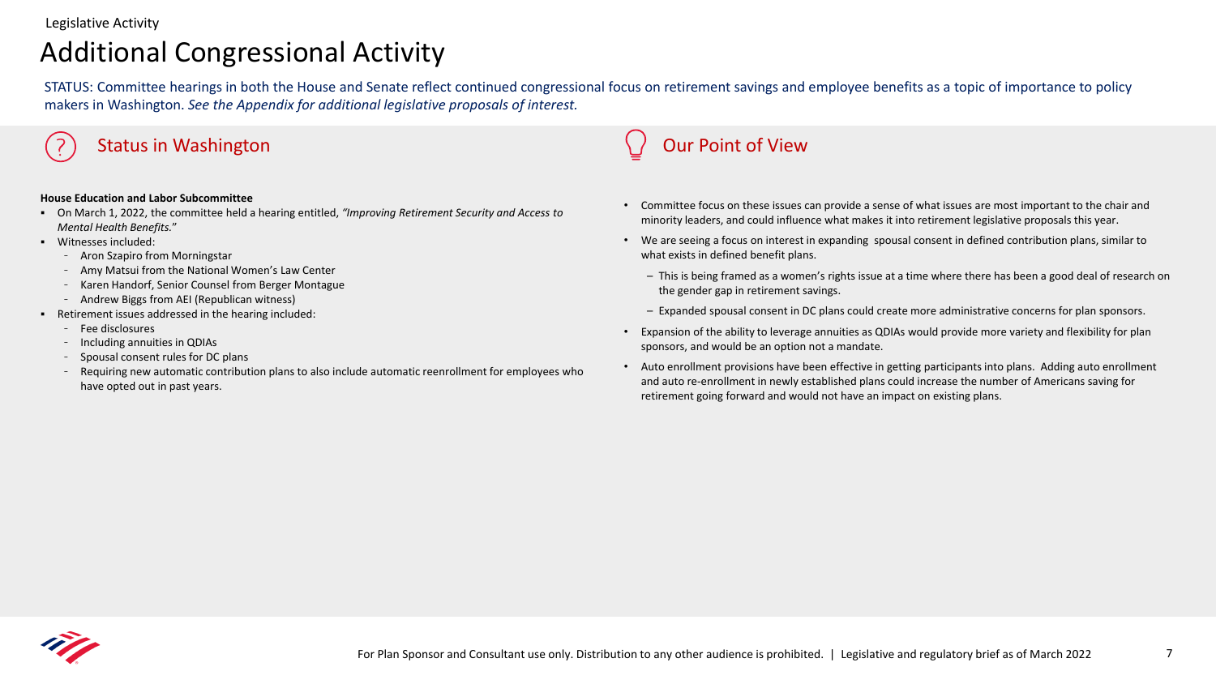Legislative Activity

# Additional Congressional Activity

STATUS: Committee hearings in both the House and Senate reflect continued congressional focus on retirement savings and employee benefits as a topic of importance to policy makers in Washington. *See the Appendix for additional legislative proposals of interest.*

## Status in Washington

**House Education and Labor Subcommittee**

- On March 1, 2022, the committee held a hearing entitled, *"Improving Retirement Security and Access to Mental Health Benefits."*
- Witnesses included:
  - Aron Szapiro from Morningstar
  - Amy Matsui from the National Women's Law Center
  - Karen Handorf, Senior Counsel from Berger Montague
  - Andrew Biggs from AEI (Republican witness)
- Retirement issues addressed in the hearing included:
  - Fee disclosures
  - Including annuities in QDIAs
  - Spousal consent rules for DC plans
  - Requiring new automatic contribution plans to also include automatic reenrollment for employees who have opted out in past years.

## Our Point of View

- Committee focus on these issues can provide a sense of what issues are most important to the chair and minority leaders, and could influence what makes it into retirement legislative proposals this year.
- We are seeing a focus on interest in expanding spousal consent in defined contribution plans, similar to what exists in defined benefit plans.
  - This is being framed as a women's rights issue at a time where there has been a good deal of research on the gender gap in retirement savings.
  - Expanded spousal consent in DC plans could create more administrative concerns for plan sponsors.
- Expansion of the ability to leverage annuities as QDIAs would provide more variety and flexibility for plan sponsors, and would be an option not a mandate.
- Auto enrollment provisions have been effective in getting participants into plans. Adding auto enrollment and auto re-enrollment in newly established plans could increase the number of Americans saving for retirement going forward and would not have an impact on existing plans.

For Plan Sponsor and Consultant use only. Distribution to any other audience is prohibited. | Legislative and regulatory brief as of March 2022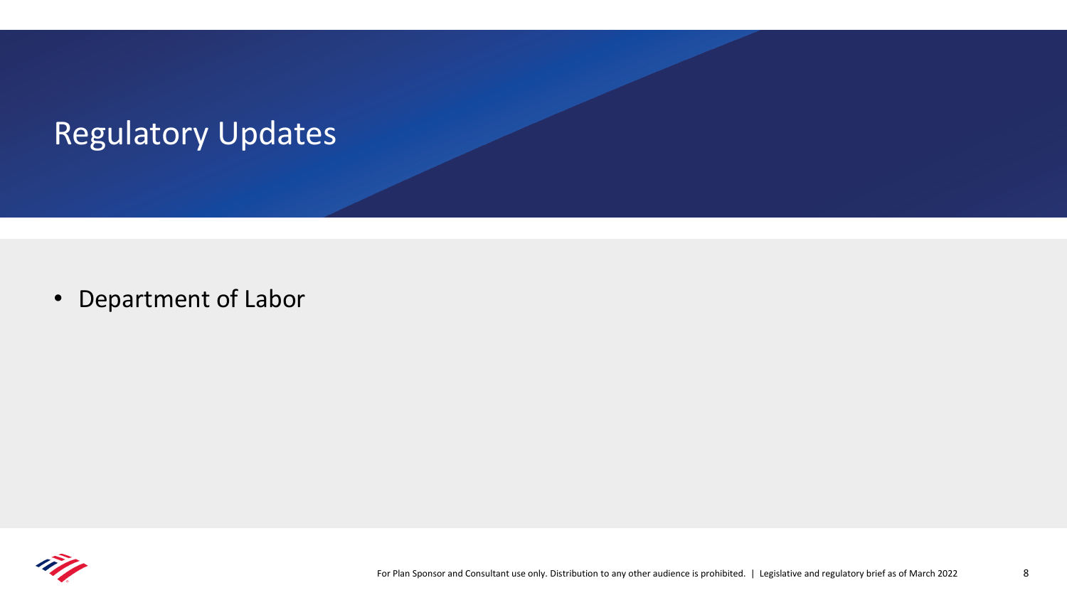# Regulatory Updates

- Department of Labor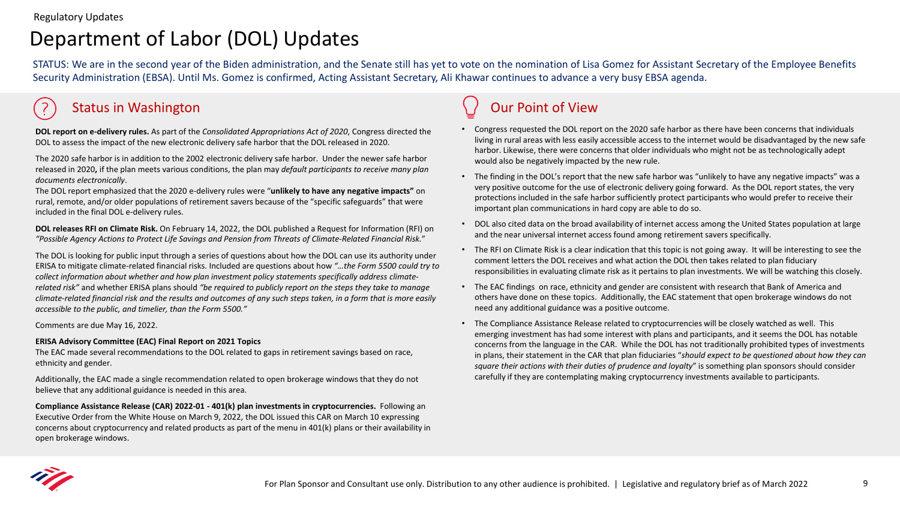Regulatory Updates

# Department of Labor (DOL) Updates

STATUS: We are in the second year of the Biden administration, and the Senate still has yet to vote on the nomination of Lisa Gomez for Assistant Secretary of the Employee Benefits Security Administration (EBSA). Until Ms. Gomez is confirmed, Acting Assistant Secretary, Ali Khawar continues to advance a very busy EBSA agenda.

## Status in Washington

**DOL report on e-delivery rules.** As part of the *Consolidated Appropriations Act of 2020*, Congress directed the DOL to assess the impact of the new electronic delivery safe harbor that the DOL released in 2020.

The 2020 safe harbor is in addition to the 2002 electronic delivery safe harbor. Under the newer safe harbor released in 2020**,** if the plan meets various conditions, the plan may *default participants to receive many plan documents electronically*.

The DOL report emphasized that the 2020 e-delivery rules were "**unlikely to have any negative impacts"** on rural, remote, and/or older populations of retirement savers because of the "specific safeguards" that were included in the final DOL e-delivery rules.

**DOL releases RFI on Climate Risk.** On February 14, 2022, the DOL published a Request for Information (RFI) on *"Possible Agency Actions to Protect Life Savings and Pension from Threats of Climate-Related Financial Risk.*"

The DOL is looking for public input through a series of questions about how the DOL can use its authority under ERISA to mitigate climate-related financial risks. Included are questions about how *"…the Form 5500 could try to collect information about whether and how plan investment policy statements specifically address climate-related risk"* and whether ERISA plans should *"be required to publicly report on the steps they take to manage climate-related financial risk and the results and outcomes of any such steps taken, in a form that is more easily accessible to the public, and timelier, than the Form 5500."*

Comments are due May 16, 2022.

**ERISA Advisory Committee (EAC) Final Report on 2021 Topics**
The EAC made several recommendations to the DOL related to gaps in retirement savings based on race, ethnicity and gender.

Additionally, the EAC made a single recommendation related to open brokerage windows that they do not believe that any additional guidance is needed in this area.

**Compliance Assistance Release (CAR) 2022-01 - 401(k) plan investments in cryptocurrencies.** Following an Executive Order from the White House on March 9, 2022, the DOL issued this CAR on March 10 expressing concerns about cryptocurrency and related products as part of the menu in 401(k) plans or their availability in open brokerage windows.

## Our Point of View

- Congress requested the DOL report on the 2020 safe harbor as there have been concerns that individuals living in rural areas with less easily accessible access to the internet would be disadvantaged by the new safe harbor. Likewise, there were concerns that older individuals who might not be as technologically adept would also be negatively impacted by the new rule.
- The finding in the DOL's report that the new safe harbor was "unlikely to have any negative impacts" was a very positive outcome for the use of electronic delivery going forward. As the DOL report states, the very protections included in the safe harbor sufficiently protect participants who would prefer to receive their important plan communications in hard copy are able to do so.
- DOL also cited data on the broad availability of internet access among the United States population at large and the near universal internet access found among retirement savers specifically.
- The RFI on Climate Risk is a clear indication that this topic is not going away. It will be interesting to see the comment letters the DOL receives and what action the DOL then takes related to plan fiduciary responsibilities in evaluating climate risk as it pertains to plan investments. We will be watching this closely.
- The EAC findings on race, ethnicity and gender are consistent with research that Bank of America and others have done on these topics. Additionally, the EAC statement that open brokerage windows do not need any additional guidance was a positive outcome.
- The Compliance Assistance Release related to cryptocurrencies will be closely watched as well. This emerging investment has had some interest with plans and participants, and it seems the DOL has notable concerns from the language in the CAR. While the DOL has not traditionally prohibited types of investments in plans, their statement in the CAR that plan fiduciaries "*should expect to be questioned about how they can square their actions with their duties of prudence and loyalty*" is something plan sponsors should consider carefully if they are contemplating making cryptocurrency investments available to participants.

For Plan Sponsor and Consultant use only. Distribution to any other audience is prohibited. | Legislative and regulatory brief as of March 2022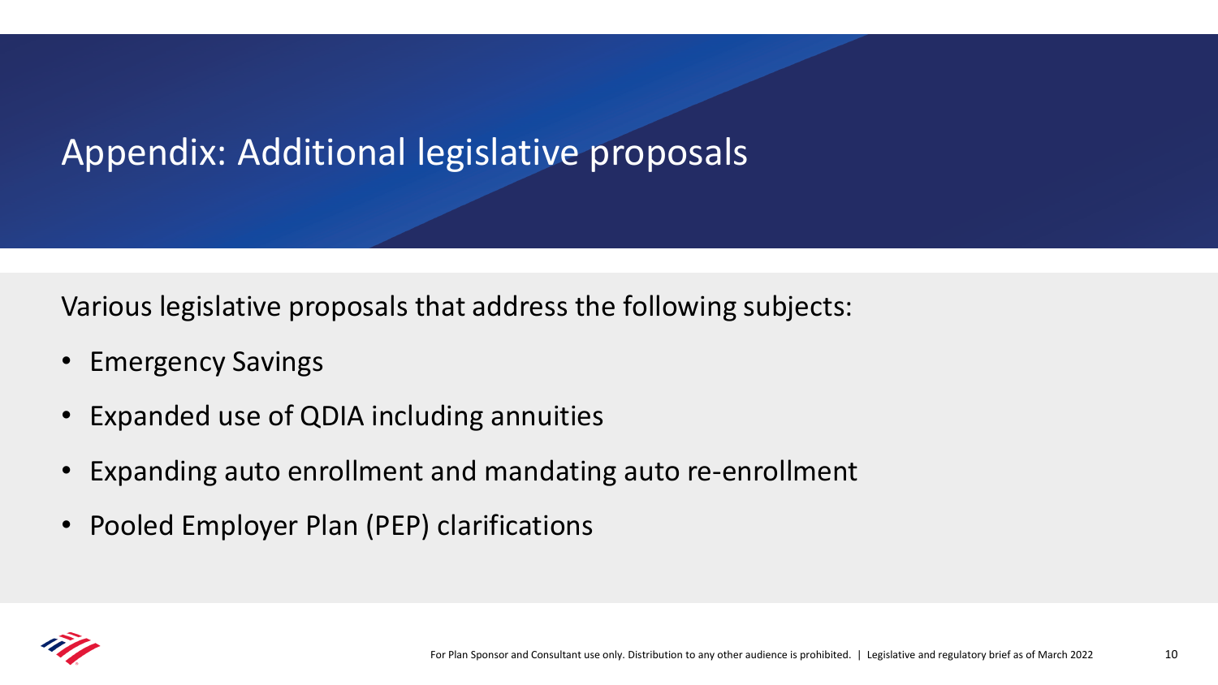# Appendix: Additional legislative proposals

Various legislative proposals that address the following subjects:

- Emergency Savings
- Expanded use of QDIA including annuities
- Expanding auto enrollment and mandating auto re-enrollment
- Pooled Employer Plan (PEP) clarifications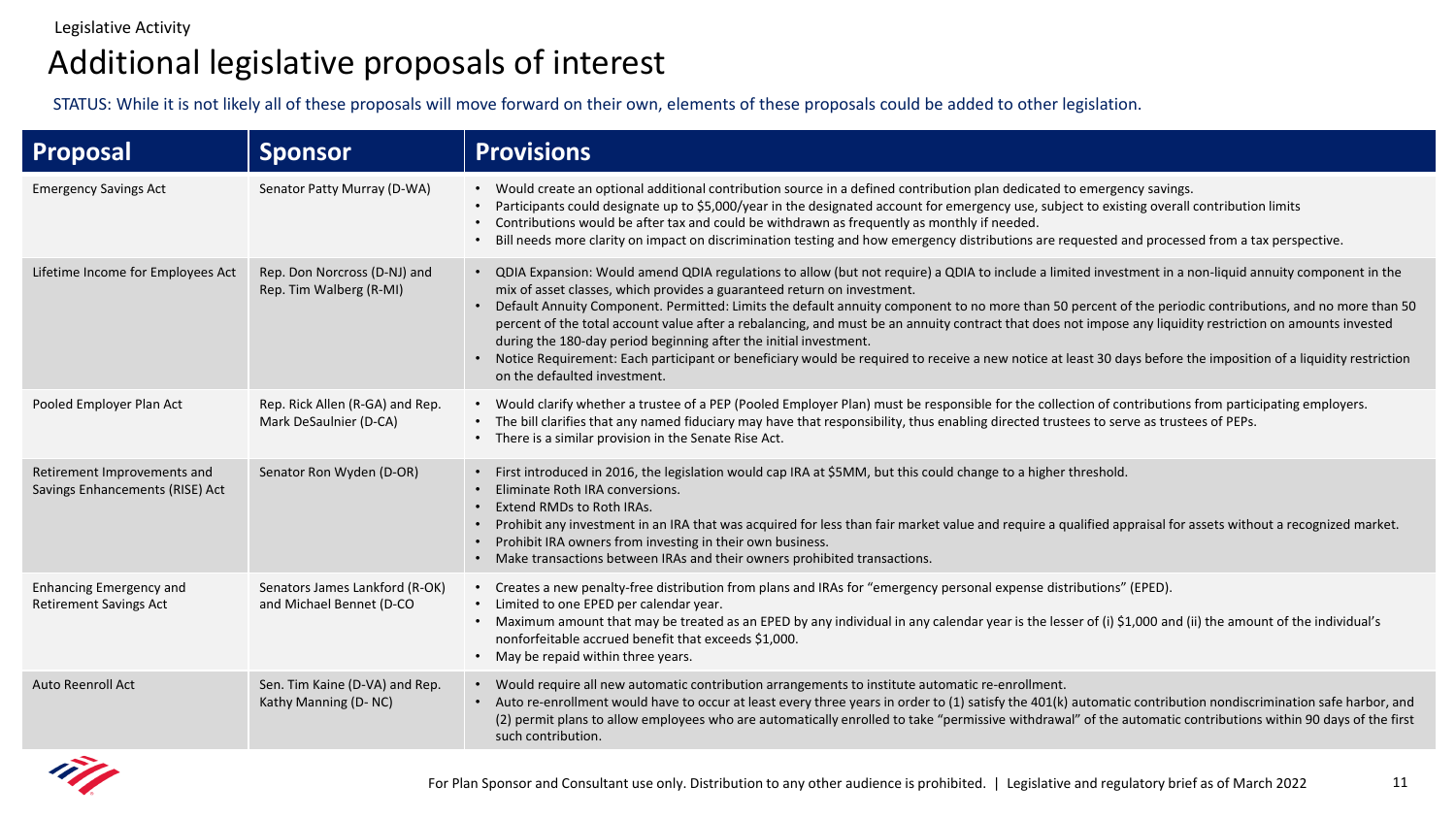Legislative Activity

# Additional legislative proposals of interest

STATUS: While it is not likely all of these proposals will move forward on their own, elements of these proposals could be added to other legislation.

| Proposal | Sponsor | Provisions |
| --- | --- | --- |
| Emergency Savings Act | Senator Patty Murray (D-WA) | • Would create an optional additional contribution source in a defined contribution plan dedicated to emergency savings.<br>• Participants could designate up to $5,000/year in the designated account for emergency use, subject to existing overall contribution limits<br>• Contributions would be after tax and could be withdrawn as frequently as monthly if needed.<br>• Bill needs more clarity on impact on discrimination testing and how emergency distributions are requested and processed from a tax perspective. |
| Lifetime Income for Employees Act | Rep. Don Norcross (D-NJ) and Rep. Tim Walberg (R-MI) | • QDIA Expansion: Would amend QDIA regulations to allow (but not require) a QDIA to include a limited investment in a non-liquid annuity component in the mix of asset classes, which provides a guaranteed return on investment.<br>• Default Annuity Component. Permitted: Limits the default annuity component to no more than 50 percent of the periodic contributions, and no more than 50 percent of the total account value after a rebalancing, and must be an annuity contract that does not impose any liquidity restriction on amounts invested during the 180-day period beginning after the initial investment.<br>• Notice Requirement: Each participant or beneficiary would be required to receive a new notice at least 30 days before the imposition of a liquidity restriction on the defaulted investment. |
| Pooled Employer Plan Act | Rep. Rick Allen (R-GA) and Rep. Mark DeSaulnier (D-CA) | • Would clarify whether a trustee of a PEP (Pooled Employer Plan) must be responsible for the collection of contributions from participating employers.<br>• The bill clarifies that any named fiduciary may have that responsibility, thus enabling directed trustees to serve as trustees of PEPs.<br>• There is a similar provision in the Senate Rise Act. |
| Retirement Improvements and Savings Enhancements (RISE) Act | Senator Ron Wyden (D-OR) | • First introduced in 2016, the legislation would cap IRA at $5MM, but this could change to a higher threshold.<br>• Eliminate Roth IRA conversions.<br>• Extend RMDs to Roth IRAs.<br>• Prohibit any investment in an IRA that was acquired for less than fair market value and require a qualified appraisal for assets without a recognized market.<br>• Prohibit IRA owners from investing in their own business.<br>• Make transactions between IRAs and their owners prohibited transactions. |
| Enhancing Emergency and Retirement Savings Act | Senators James Lankford (R-OK) and Michael Bennet (D-CO | • Creates a new penalty-free distribution from plans and IRAs for "emergency personal expense distributions" (EPED).<br>• Limited to one EPED per calendar year.<br>• Maximum amount that may be treated as an EPED by any individual in any calendar year is the lesser of (i) $1,000 and (ii) the amount of the individual's nonforfeitable accrued benefit that exceeds $1,000.<br>• May be repaid within three years. |
| Auto Reenroll Act | Sen. Tim Kaine (D-VA) and Rep. Kathy Manning (D- NC) | • Would require all new automatic contribution arrangements to institute automatic re-enrollment.<br>• Auto re-enrollment would have to occur at least every three years in order to (1) satisfy the 401(k) automatic contribution nondiscrimination safe harbor, and (2) permit plans to allow employees who are automatically enrolled to take "permissive withdrawal" of the automatic contributions within 90 days of the first such contribution. |

For Plan Sponsor and Consultant use only. Distribution to any other audience is prohibited. | Legislative and regulatory brief as of March 2022